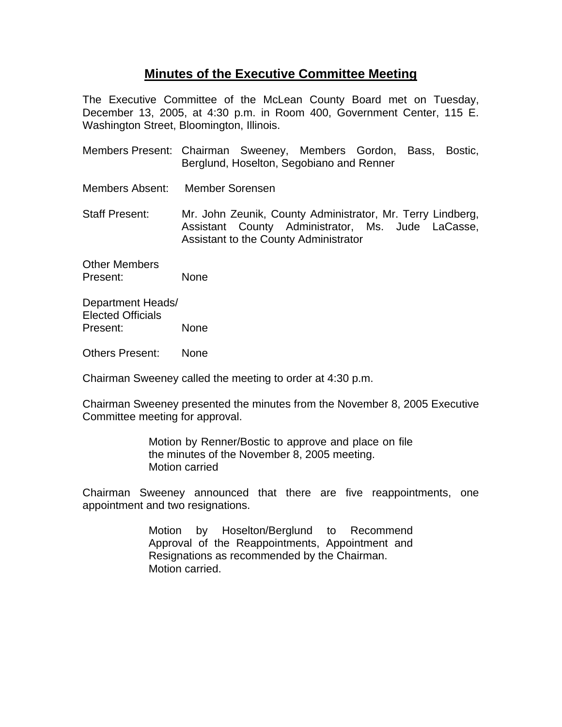# Minutes of the Executive Committee Meeting

The Executive Committee of the McLean County Board met on Tuesday, December 13, 2005, at 4:30 p.m. in Room 400, Government Center, 115 E. Washington Street, Bloomington, Illinois.

Members Present: Chairman Sweeney, Members Gordon, Bass, Bostic, Berglund, Hoselton, Segobiano and Renner

Members Absent: Member Sorensen

Staff Present: Mr. John Zeunik, County Administrator, Mr. Terry Lindberg, Assistant County Administrator, Ms. Jude LaCasse, Assistant to the County Administrator

Other Members Present: None

Department Heads/ Elected Officials Present: None

Others Present: None

Chairman Sweeney called the meeting to order at 4:30 p.m.

Chairman Sweeney presented the minutes from the November 8, 2005 Executive Committee meeting for approval.

> Motion by Renner/Bostic to approve and place on file the minutes of the November 8, 2005 meeting.
> Motion carried

Chairman Sweeney announced that there are five reappointments, one appointment and two resignations.

> Motion by Hoselton/Berglund to Recommend Approval of the Reappointments, Appointment and Resignations as recommended by the Chairman.
> Motion carried.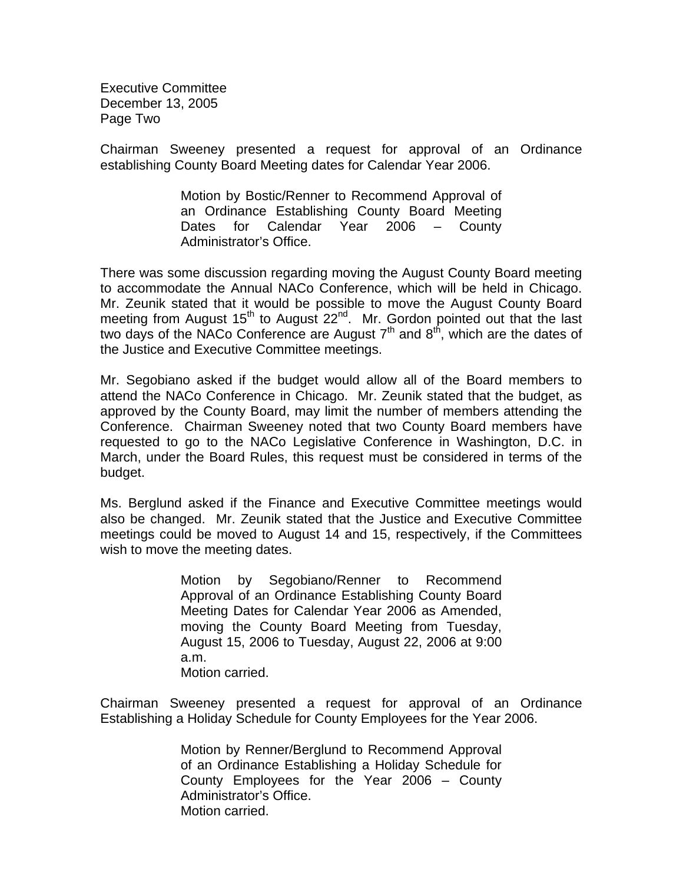Executive Committee
December 13, 2005
Page Two

Chairman Sweeney presented a request for approval of an Ordinance establishing County Board Meeting dates for Calendar Year 2006.

> Motion by Bostic/Renner to Recommend Approval of an Ordinance Establishing County Board Meeting Dates for Calendar Year 2006 – County Administrator's Office.

There was some discussion regarding moving the August County Board meeting to accommodate the Annual NACo Conference, which will be held in Chicago. Mr. Zeunik stated that it would be possible to move the August County Board meeting from August 15th to August 22nd. Mr. Gordon pointed out that the last two days of the NACo Conference are August 7th and 8th, which are the dates of the Justice and Executive Committee meetings.

Mr. Segobiano asked if the budget would allow all of the Board members to attend the NACo Conference in Chicago. Mr. Zeunik stated that the budget, as approved by the County Board, may limit the number of members attending the Conference. Chairman Sweeney noted that two County Board members have requested to go to the NACo Legislative Conference in Washington, D.C. in March, under the Board Rules, this request must be considered in terms of the budget.

Ms. Berglund asked if the Finance and Executive Committee meetings would also be changed. Mr. Zeunik stated that the Justice and Executive Committee meetings could be moved to August 14 and 15, respectively, if the Committees wish to move the meeting dates.

> Motion by Segobiano/Renner to Recommend Approval of an Ordinance Establishing County Board Meeting Dates for Calendar Year 2006 as Amended, moving the County Board Meeting from Tuesday, August 15, 2006 to Tuesday, August 22, 2006 at 9:00 a.m.
> Motion carried.

Chairman Sweeney presented a request for approval of an Ordinance Establishing a Holiday Schedule for County Employees for the Year 2006.

> Motion by Renner/Berglund to Recommend Approval of an Ordinance Establishing a Holiday Schedule for County Employees for the Year 2006 – County Administrator's Office.
> Motion carried.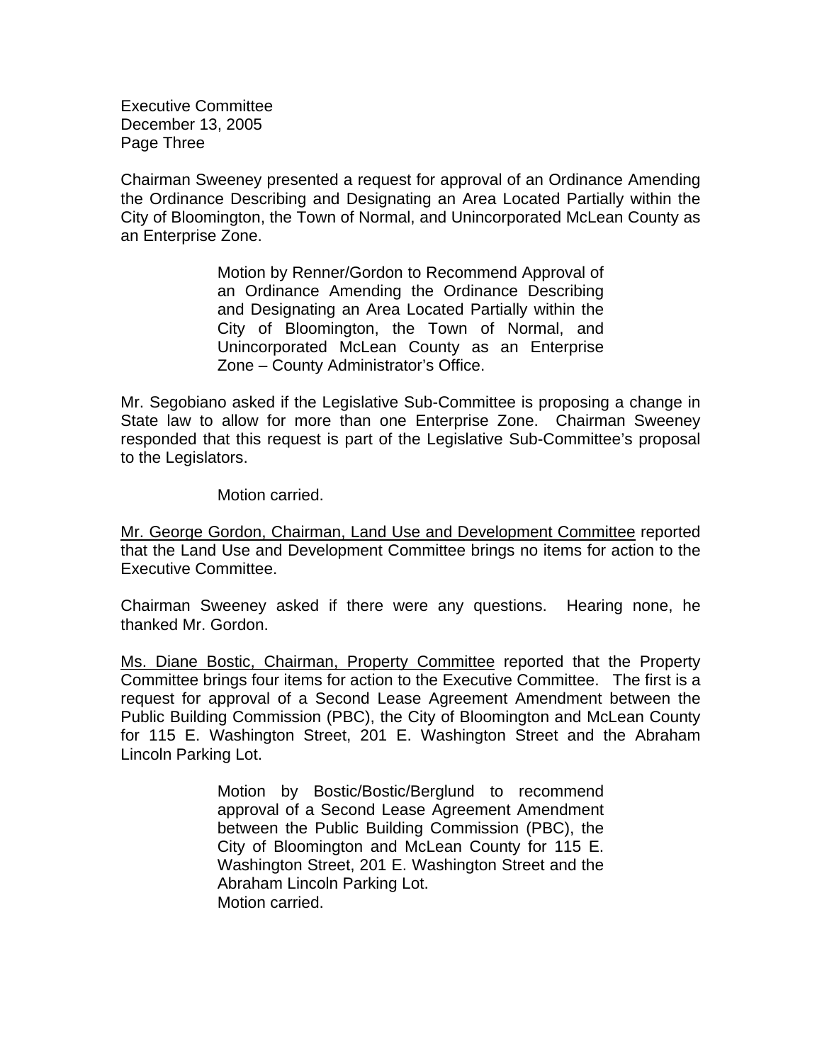Chairman Sweeney presented a request for approval of an Ordinance Amending the Ordinance Describing and Designating an Area Located Partially within the City of Bloomington, the Town of Normal, and Unincorporated McLean County as an Enterprise Zone.

> Motion by Renner/Gordon to Recommend Approval of an Ordinance Amending the Ordinance Describing and Designating an Area Located Partially within the City of Bloomington, the Town of Normal, and Unincorporated McLean County as an Enterprise Zone – County Administrator's Office.

Mr. Segobiano asked if the Legislative Sub-Committee is proposing a change in State law to allow for more than one Enterprise Zone. Chairman Sweeney responded that this request is part of the Legislative Sub-Committee's proposal to the Legislators.

> Motion carried.

<u>Mr. George Gordon, Chairman, Land Use and Development Committee</u> reported that the Land Use and Development Committee brings no items for action to the Executive Committee.

Chairman Sweeney asked if there were any questions. Hearing none, he thanked Mr. Gordon.

<u>Ms. Diane Bostic, Chairman, Property Committee</u> reported that the Property Committee brings four items for action to the Executive Committee. The first is a request for approval of a Second Lease Agreement Amendment between the Public Building Commission (PBC), the City of Bloomington and McLean County for 115 E. Washington Street, 201 E. Washington Street and the Abraham Lincoln Parking Lot.

> Motion by Bostic/Bostic/Berglund to recommend approval of a Second Lease Agreement Amendment between the Public Building Commission (PBC), the City of Bloomington and McLean County for 115 E. Washington Street, 201 E. Washington Street and the Abraham Lincoln Parking Lot.
> Motion carried.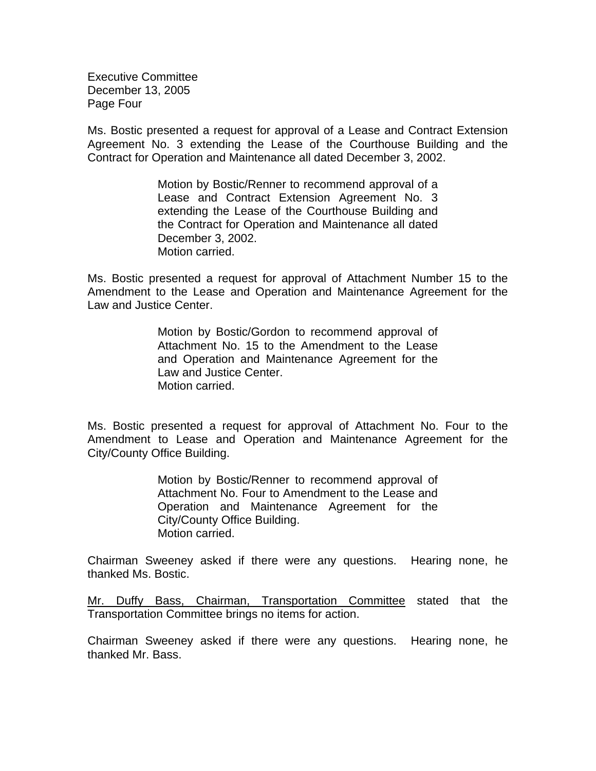Ms. Bostic presented a request for approval of a Lease and Contract Extension Agreement No. 3 extending the Lease of the Courthouse Building and the Contract for Operation and Maintenance all dated December 3, 2002.

> Motion by Bostic/Renner to recommend approval of a Lease and Contract Extension Agreement No. 3 extending the Lease of the Courthouse Building and the Contract for Operation and Maintenance all dated December 3, 2002.
> Motion carried.

Ms. Bostic presented a request for approval of Attachment Number 15 to the Amendment to the Lease and Operation and Maintenance Agreement for the Law and Justice Center.

> Motion by Bostic/Gordon to recommend approval of Attachment No. 15 to the Amendment to the Lease and Operation and Maintenance Agreement for the Law and Justice Center.
> Motion carried.

Ms. Bostic presented a request for approval of Attachment No. Four to the Amendment to Lease and Operation and Maintenance Agreement for the City/County Office Building.

> Motion by Bostic/Renner to recommend approval of Attachment No. Four to Amendment to the Lease and Operation and Maintenance Agreement for the City/County Office Building.
> Motion carried.

Chairman Sweeney asked if there were any questions. Hearing none, he thanked Ms. Bostic.

<u>Mr. Duffy Bass, Chairman, Transportation Committee</u> stated that the Transportation Committee brings no items for action.

Chairman Sweeney asked if there were any questions. Hearing none, he thanked Mr. Bass.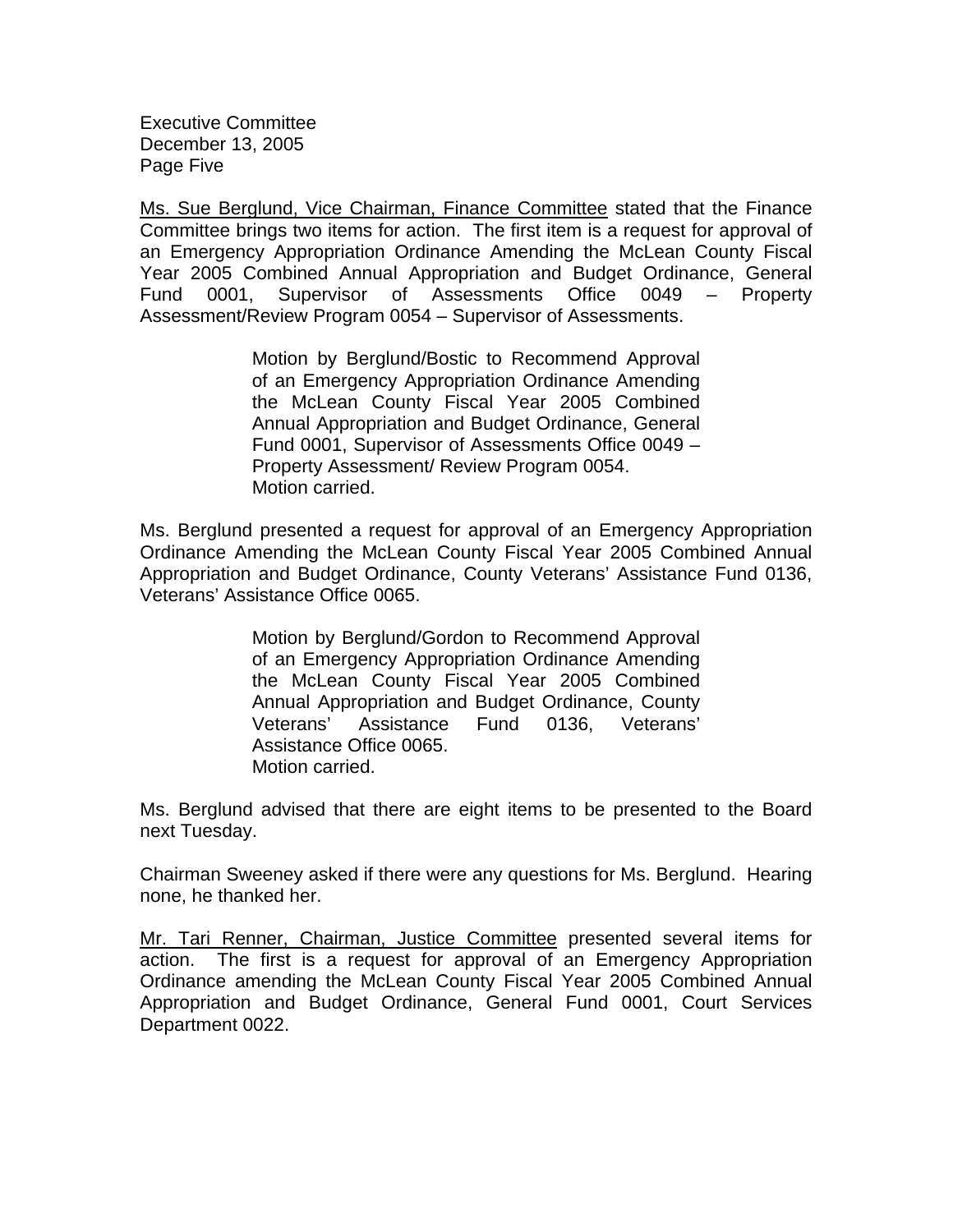Executive Committee
December 13, 2005
Page Five

<u>Ms. Sue Berglund, Vice Chairman, Finance Committee</u> stated that the Finance Committee brings two items for action. The first item is a request for approval of an Emergency Appropriation Ordinance Amending the McLean County Fiscal Year 2005 Combined Annual Appropriation and Budget Ordinance, General Fund 0001, Supervisor of Assessments Office 0049 – Property Assessment/Review Program 0054 – Supervisor of Assessments.

> Motion by Berglund/Bostic to Recommend Approval of an Emergency Appropriation Ordinance Amending the McLean County Fiscal Year 2005 Combined Annual Appropriation and Budget Ordinance, General Fund 0001, Supervisor of Assessments Office 0049 – Property Assessment/ Review Program 0054.
> Motion carried.

Ms. Berglund presented a request for approval of an Emergency Appropriation Ordinance Amending the McLean County Fiscal Year 2005 Combined Annual Appropriation and Budget Ordinance, County Veterans' Assistance Fund 0136, Veterans' Assistance Office 0065.

> Motion by Berglund/Gordon to Recommend Approval of an Emergency Appropriation Ordinance Amending the McLean County Fiscal Year 2005 Combined Annual Appropriation and Budget Ordinance, County Veterans' Assistance Fund 0136, Veterans' Assistance Office 0065.
> Motion carried.

Ms. Berglund advised that there are eight items to be presented to the Board next Tuesday.

Chairman Sweeney asked if there were any questions for Ms. Berglund. Hearing none, he thanked her.

<u>Mr. Tari Renner, Chairman, Justice Committee</u> presented several items for action. The first is a request for approval of an Emergency Appropriation Ordinance amending the McLean County Fiscal Year 2005 Combined Annual Appropriation and Budget Ordinance, General Fund 0001, Court Services Department 0022.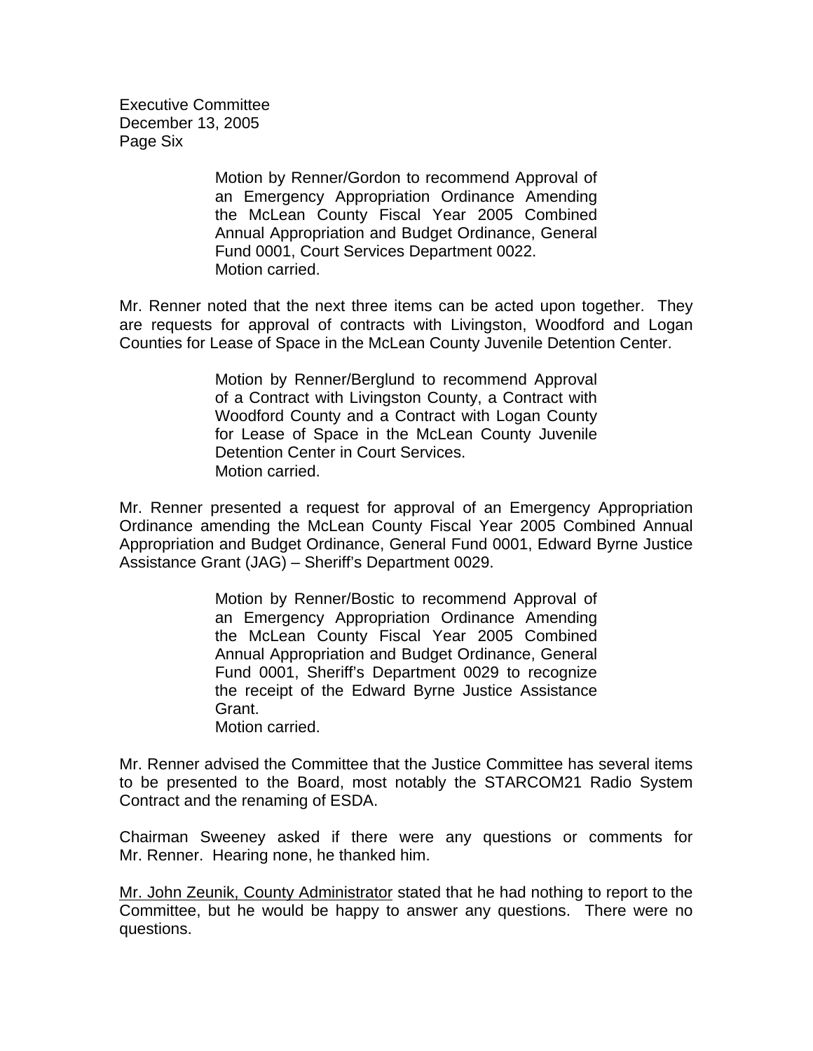Motion by Renner/Gordon to recommend Approval of an Emergency Appropriation Ordinance Amending the McLean County Fiscal Year 2005 Combined Annual Appropriation and Budget Ordinance, General Fund 0001, Court Services Department 0022.
Motion carried.

Mr. Renner noted that the next three items can be acted upon together. They are requests for approval of contracts with Livingston, Woodford and Logan Counties for Lease of Space in the McLean County Juvenile Detention Center.

Motion by Renner/Berglund to recommend Approval of a Contract with Livingston County, a Contract with Woodford County and a Contract with Logan County for Lease of Space in the McLean County Juvenile Detention Center in Court Services.
Motion carried.

Mr. Renner presented a request for approval of an Emergency Appropriation Ordinance amending the McLean County Fiscal Year 2005 Combined Annual Appropriation and Budget Ordinance, General Fund 0001, Edward Byrne Justice Assistance Grant (JAG) – Sheriff's Department 0029.

Motion by Renner/Bostic to recommend Approval of an Emergency Appropriation Ordinance Amending the McLean County Fiscal Year 2005 Combined Annual Appropriation and Budget Ordinance, General Fund 0001, Sheriff's Department 0029 to recognize the receipt of the Edward Byrne Justice Assistance Grant.
Motion carried.

Mr. Renner advised the Committee that the Justice Committee has several items to be presented to the Board, most notably the STARCOM21 Radio System Contract and the renaming of ESDA.

Chairman Sweeney asked if there were any questions or comments for Mr. Renner. Hearing none, he thanked him.

Mr. John Zeunik, County Administrator stated that he had nothing to report to the Committee, but he would be happy to answer any questions. There were no questions.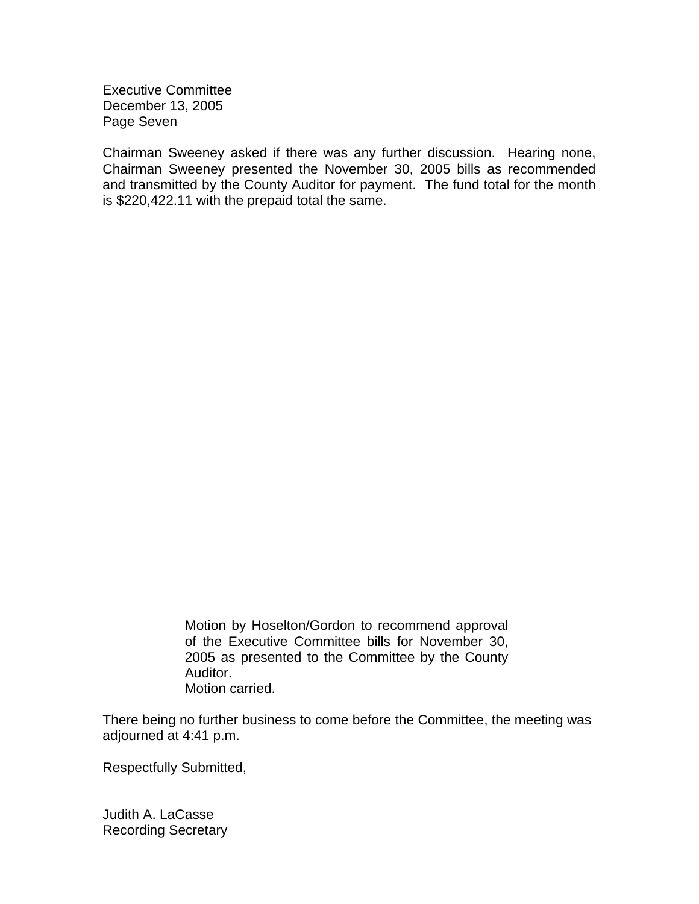Chairman Sweeney asked if there was any further discussion. Hearing none, Chairman Sweeney presented the November 30, 2005 bills as recommended and transmitted by the County Auditor for payment. The fund total for the month is $220,422.11 with the prepaid total the same.

> Motion by Hoselton/Gordon to recommend approval of the Executive Committee bills for November 30, 2005 as presented to the Committee by the County Auditor.
> Motion carried.

There being no further business to come before the Committee, the meeting was adjourned at 4:41 p.m.

Respectfully Submitted,

Judith A. LaCasse
Recording Secretary